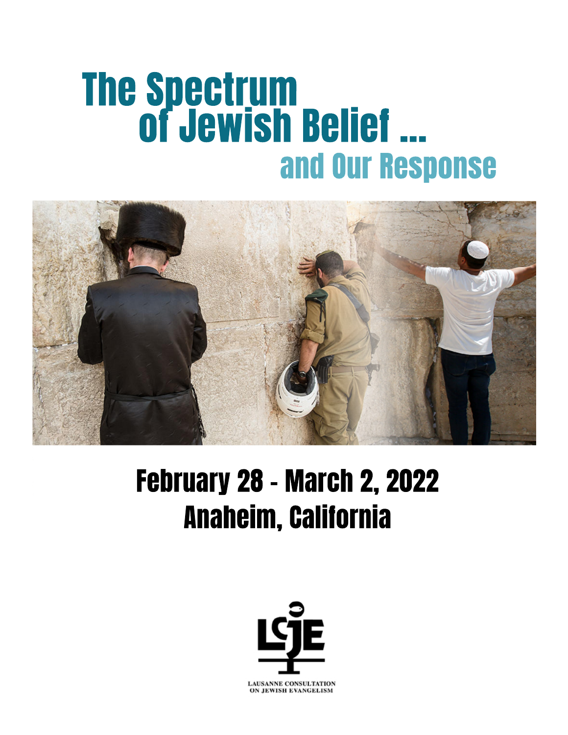# The Spectrum of Jewish Belief ... and Our Response

## February 28 - March 2, 2022
## Anaheim, California

LCJE

LAUSANNE CONSULTATION ON JEWISH EVANGELISM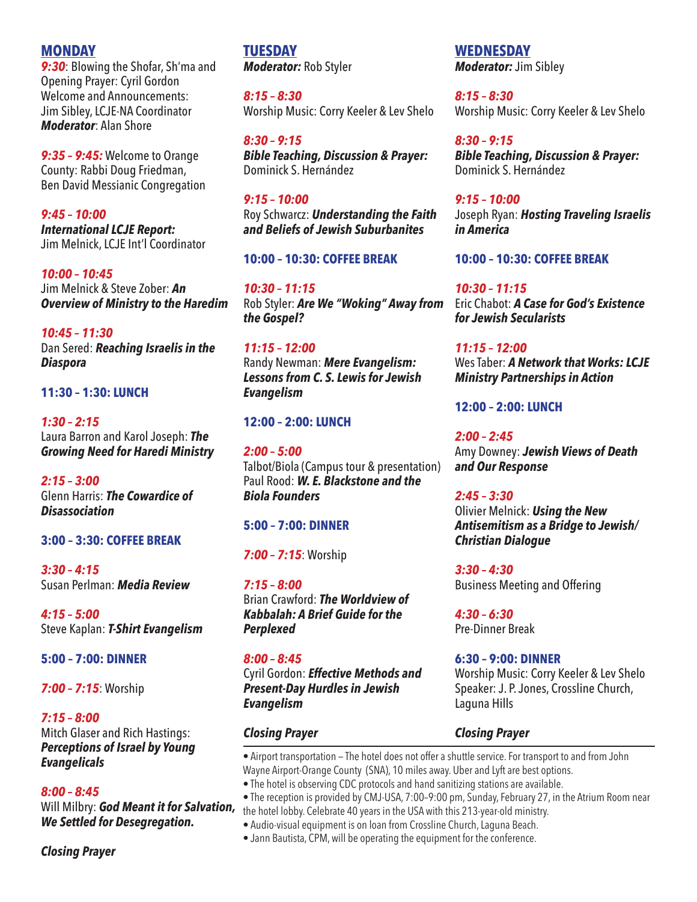## MONDAY

***9:30***: Blowing the Shofar, Sh'ma and Opening Prayer: Cyril Gordon
Welcome and Announcements: Jim Sibley, LCJE-NA Coordinator
***Moderator***: Alan Shore

***9:35 – 9:45:*** Welcome to Orange County: Rabbi Doug Friedman, Ben David Messianic Congregation

***9:45 – 10:00***
***International LCJE Report:*** Jim Melnick, LCJE Int'l Coordinator

***10:00 – 10:45***
Jim Melnick & Steve Zober: ***An Overview of Ministry to the Haredim***

***10:45 – 11:30***
Dan Sered: ***Reaching Israelis in the Diaspora***

**11:30 – 1:30: LUNCH**

***1:30 – 2:15***
Laura Barron and Karol Joseph: ***The Growing Need for Haredi Ministry***

***2:15 – 3:00***
Glenn Harris: ***The Cowardice of Disassociation***

**3:00 – 3:30: COFFEE BREAK**

***3:30 – 4:15***
Susan Perlman: ***Media Review***

***4:15 – 5:00***
Steve Kaplan: ***T-Shirt Evangelism***

**5:00 – 7:00: DINNER**

***7:00 – 7:15***: Worship

***7:15 – 8:00***
Mitch Glaser and Rich Hastings: ***Perceptions of Israel by Young Evangelicals***

***8:00 – 8:45***
Will Milbry: ***God Meant it for Salvation, We Settled for Desegregation.***

***Closing Prayer***

## TUESDAY

***Moderator:*** Rob Styler

***8:15 – 8:30***
Worship Music: Corry Keeler & Lev Shelo

***8:30 – 9:15***
***Bible Teaching, Discussion & Prayer:*** Dominick S. Hernández

***9:15 – 10:00***
Roy Schwarcz: ***Understanding the Faith and Beliefs of Jewish Suburbanites***

**10:00 – 10:30: COFFEE BREAK**

***10:30 – 11:15***
Rob Styler: ***Are We "Woking" Away from the Gospel?***

***11:15 – 12:00***
Randy Newman: ***Mere Evangelism: Lessons from C. S. Lewis for Jewish Evangelism***

**12:00 – 2:00: LUNCH**

***2:00 – 5:00***
Talbot/Biola (Campus tour & presentation)
Paul Rood: ***W. E. Blackstone and the Biola Founders***

**5:00 – 7:00: DINNER**

***7:00 – 7:15***: Worship

***7:15 – 8:00***
Brian Crawford: ***The Worldview of Kabbalah: A Brief Guide for the Perplexed***

***8:00 – 8:45***
Cyril Gordon: ***Effective Methods and Present-Day Hurdles in Jewish Evangelism***

***Closing Prayer***

## WEDNESDAY

***Moderator:*** Jim Sibley

***8:15 – 8:30***
Worship Music: Corry Keeler & Lev Shelo

***8:30 – 9:15***
***Bible Teaching, Discussion & Prayer:*** Dominick S. Hernández

***9:15 – 10:00***
Joseph Ryan: ***Hosting Traveling Israelis in America***

**10:00 – 10:30: COFFEE BREAK**

***10:30 – 11:15***
Eric Chabot: ***A Case for God's Existence for Jewish Secularists***

***11:15 – 12:00***
Wes Taber: ***A Network that Works: LCJE Ministry Partnerships in Action***

**12:00 – 2:00: LUNCH**

***2:00 – 2:45***
Amy Downey: ***Jewish Views of Death and Our Response***

***2:45 – 3:30***
Olivier Melnick: ***Using the New Antisemitism as a Bridge to Jewish/Christian Dialogue***

***3:30 – 4:30***
Business Meeting and Offering

***4:30 – 6:30***
Pre-Dinner Break

**6:30 – 9:00: DINNER**
Worship Music: Corry Keeler & Lev Shelo
Speaker: J. P. Jones, Crossline Church, Laguna Hills

***Closing Prayer***

---

- Airport transportation – The hotel does not offer a shuttle service. For transport to and from John Wayne Airport-Orange County (SNA), 10 miles away. Uber and Lyft are best options.
- The hotel is observing CDC protocols and hand sanitizing stations are available.
- The reception is provided by CMJ-USA, 7:00–9:00 pm, Sunday, February 27, in the Atrium Room near the hotel lobby. Celebrate 40 years in the USA with this 213-year-old ministry.
- Audio-visual equipment is on loan from Crossline Church, Laguna Beach.
- Jann Bautista, CPM, will be operating the equipment for the conference.